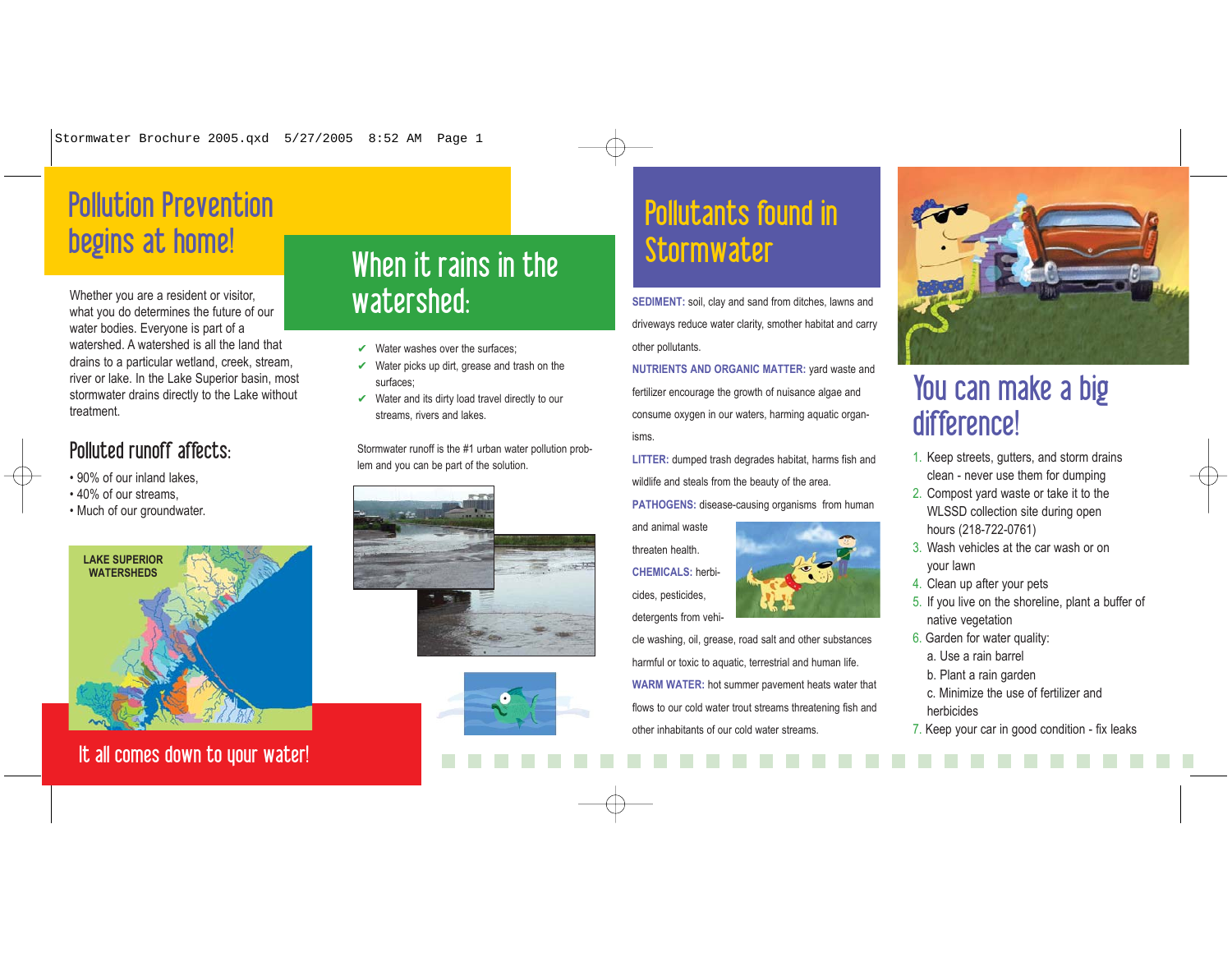# Pollution Prevention begins at home!

Whether you are a resident or visitor, what you do determines the future of our water bodies. Everyone is part of a watershed. A watershed is all the land that drains to a particular wetland, creek, stream, river or lake. In the Lake Superior basin, most stormwater drains directly to the Lake without treatment.

## Polluted runoff affects:

- 90% of our inland lakes,
- 40% of our streams,
- Much of our groundwater.

LAKE SUPERIOR WATERSHEDS

It all comes down to your water!

# When it rains in the watershed:

- ✔ Water washes over the surfaces;
- ✔ Water picks up dirt, grease and trash on the surfaces;
- ✔ Water and its dirty load travel directly to our streams, rivers and lakes.

Stormwater runoff is the #1 urban water pollution problem and you can be part of the solution.

# Pollutants found in Stormwater

**SEDIMENT:** soil, clay and sand from ditches, lawns and driveways reduce water clarity, smother habitat and carry other pollutants.

**NUTRIENTS AND ORGANIC MATTER:** yard waste and fertilizer encourage the growth of nuisance algae and consume oxygen in our waters, harming aquatic organisms.

**LITTER:** dumped trash degrades habitat, harms fish and wildlife and steals from the beauty of the area.

**PATHOGENS:** disease-causing organisms from human and animal waste threaten health.

**CHEMICALS:** herbicides, pesticides, detergents from vehicle washing, oil, grease, road salt and other substances harmful or toxic to aquatic, terrestrial and human life.

**WARM WATER:** hot summer pavement heats water that flows to our cold water trout streams threatening fish and other inhabitants of our cold water streams.

# You can make a big difference!

1. Keep streets, gutters, and storm drains clean - never use them for dumping
2. Compost yard waste or take it to the WLSSD collection site during open hours (218-722-0761)
3. Wash vehicles at the car wash or on your lawn
4. Clean up after your pets
5. If you live on the shoreline, plant a buffer of native vegetation
6. Garden for water quality:
   a. Use a rain barrel
   b. Plant a rain garden
   c. Minimize the use of fertilizer and herbicides
7. Keep your car in good condition - fix leaks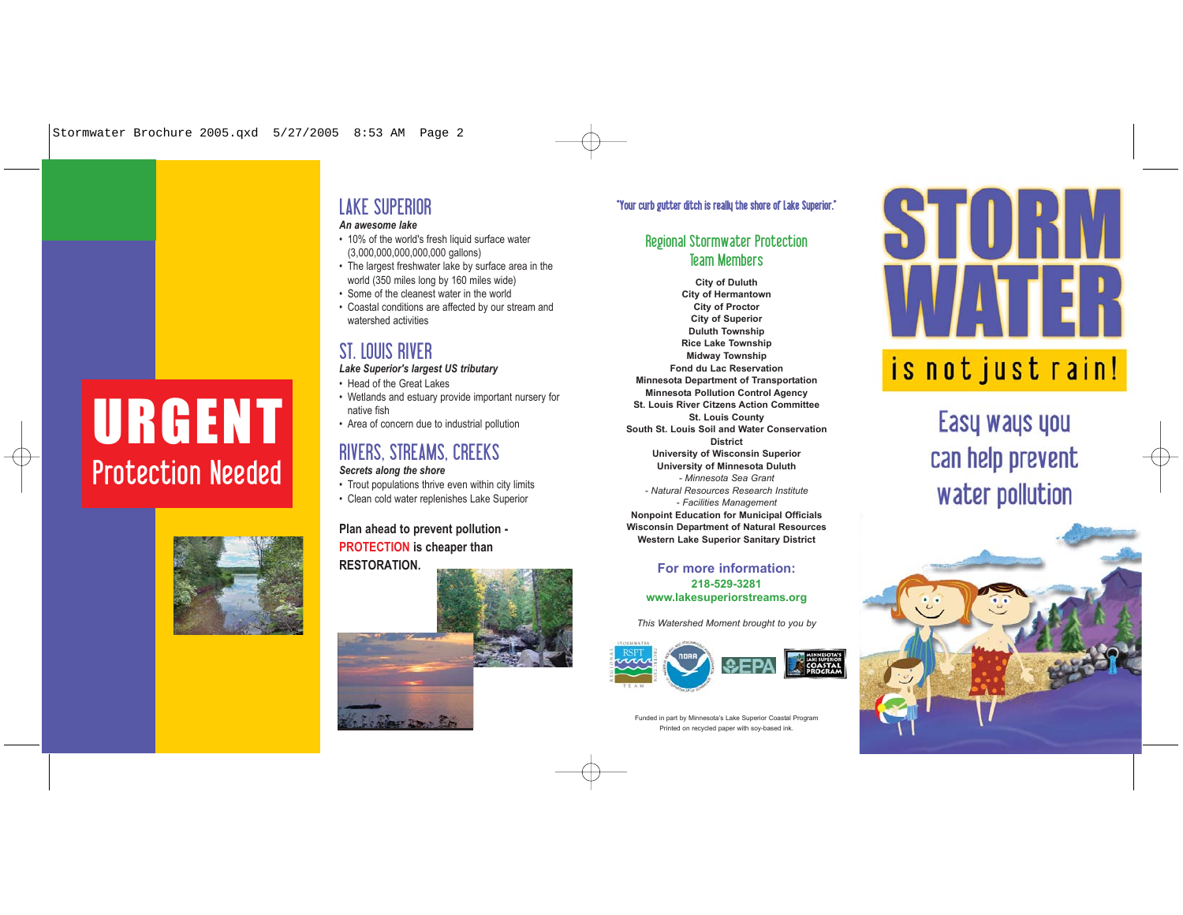# URGENT

## Protection Needed

## LAKE SUPERIOR

***An awesome lake***

- 10% of the world's fresh liquid surface water (3,000,000,000,000,000 gallons)
- The largest freshwater lake by surface area in the world (350 miles long by 160 miles wide)
- Some of the cleanest water in the world
- Coastal conditions are affected by our stream and watershed activities

## ST. LOUIS RIVER

***Lake Superior's largest US tributary***

- Head of the Great Lakes
- Wetlands and estuary provide important nursery for native fish
- Area of concern due to industrial pollution

## RIVERS, STREAMS, CREEKS

***Secrets along the shore***

- Trout populations thrive even within city limits
- Clean cold water replenishes Lake Superior

**Plan ahead to prevent pollution - PROTECTION is cheaper than RESTORATION.**

"Your curb gutter ditch is really the shore of Lake Superior."

## Regional Stormwater Protection Team Members

**City of Duluth**
**City of Hermantown**
**City of Proctor**
**City of Superior**
**Duluth Township**
**Rice Lake Township**
**Midway Township**
**Fond du Lac Reservation**
**Minnesota Department of Transportation**
**Minnesota Pollution Control Agency**
**St. Louis River Citzens Action Committee**
**St. Louis County**
**South St. Louis Soil and Water Conservation District**
**University of Wisconsin Superior**
**University of Minnesota Duluth**
*- Minnesota Sea Grant*
*- Natural Resources Research Institute*
*- Facilities Management*
**Nonpoint Education for Municipal Officials**
**Wisconsin Department of Natural Resources**
**Western Lake Superior Sanitary District**

**For more information:**
**218-529-3281**
**www.lakesuperiorstreams.org**

*This Watershed Moment brought to you by*

Funded in part by Minnesota's Lake Superior Coastal Program
Printed on recycled paper with soy-based ink.

# STORM WATER

## is not just rain!

## Easy ways you can help prevent water pollution